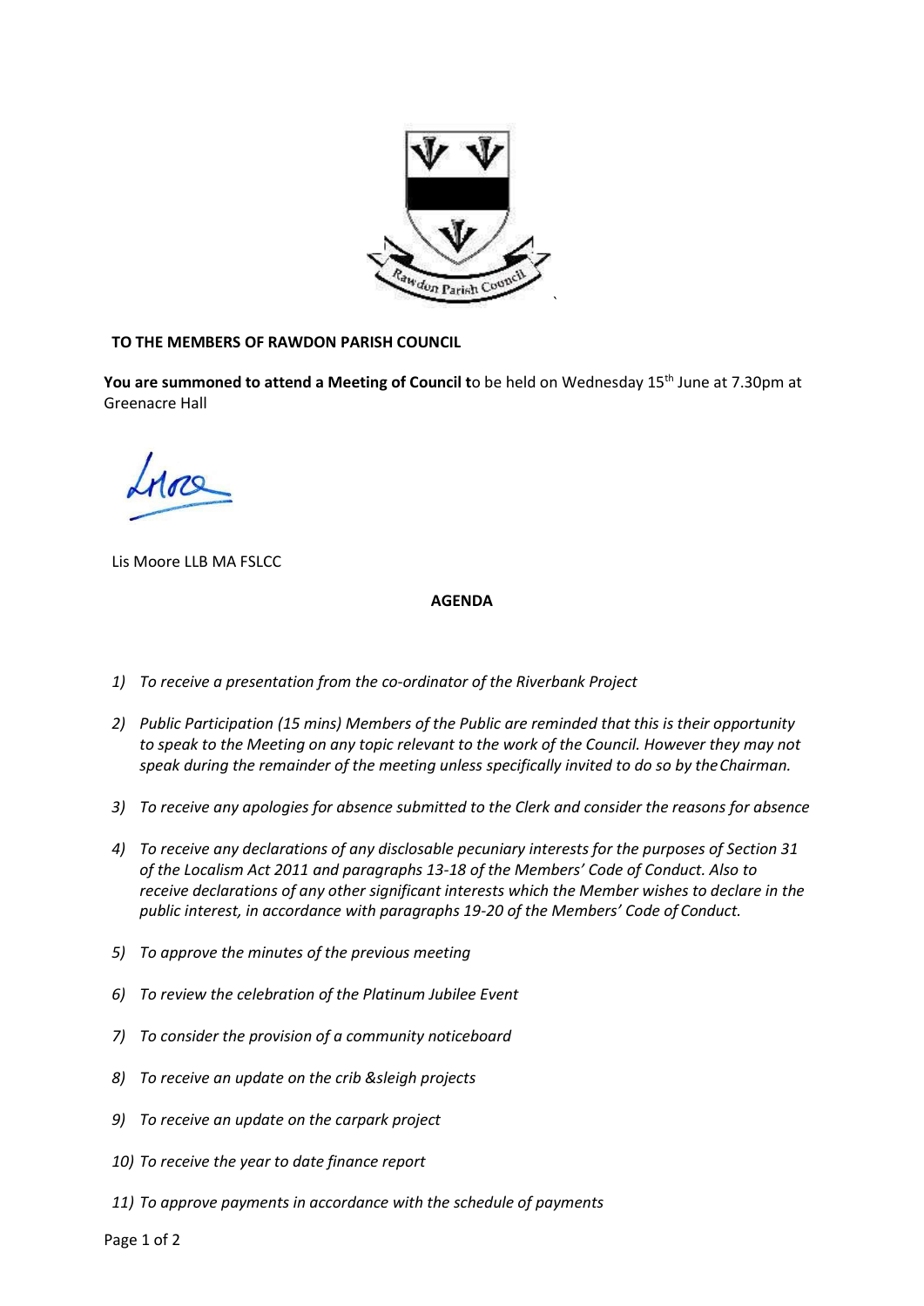**TO THE MEMBERS OF RAWDON PARISH COUNCIL**

**You are summoned to attend a Meeting of Council t**o be held on Wednesday 15th June at 7.30pm at Greenacre Hall

Lis Moore LLB MA FSLCC

**AGENDA**

1) *To receive a presentation from the co-ordinator of the Riverbank Project*
2) *Public Participation (15 mins) Members of the Public are reminded that this is their opportunity to speak to the Meeting on any topic relevant to the work of the Council. However they may not speak during the remainder of the meeting unless specifically invited to do so by the Chairman.*
3) *To receive any apologies for absence submitted to the Clerk and consider the reasons for absence*
4) *To receive any declarations of any disclosable pecuniary interests for the purposes of Section 31 of the Localism Act 2011 and paragraphs 13-18 of the Members' Code of Conduct. Also to receive declarations of any other significant interests which the Member wishes to declare in the public interest, in accordance with paragraphs 19-20 of the Members' Code of Conduct.*
5) *To approve the minutes of the previous meeting*
6) *To review the celebration of the Platinum Jubilee Event*
7) *To consider the provision of a community noticeboard*
8) *To receive an update on the crib &sleigh projects*
9) *To receive an update on the carpark project*
10) *To receive the year to date finance report*
11) *To approve payments in accordance with the schedule of payments*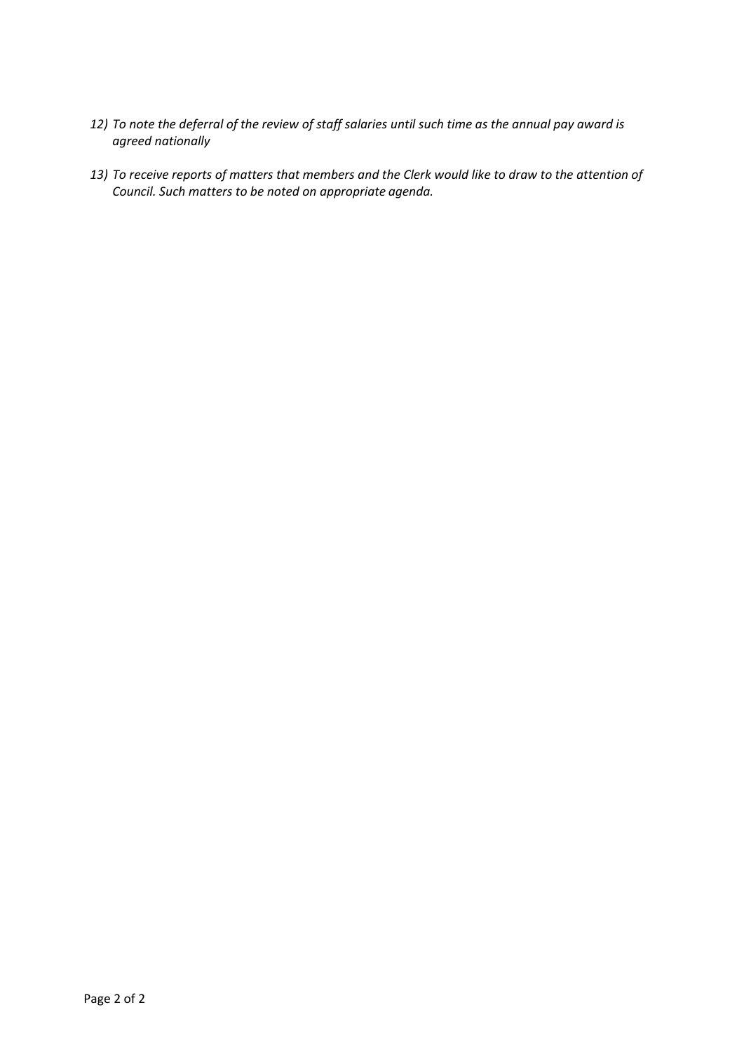12) *To note the deferral of the review of staff salaries until such time as the annual pay award is agreed nationally*

13) *To receive reports of matters that members and the Clerk would like to draw to the attention of Council. Such matters to be noted on appropriate agenda.*